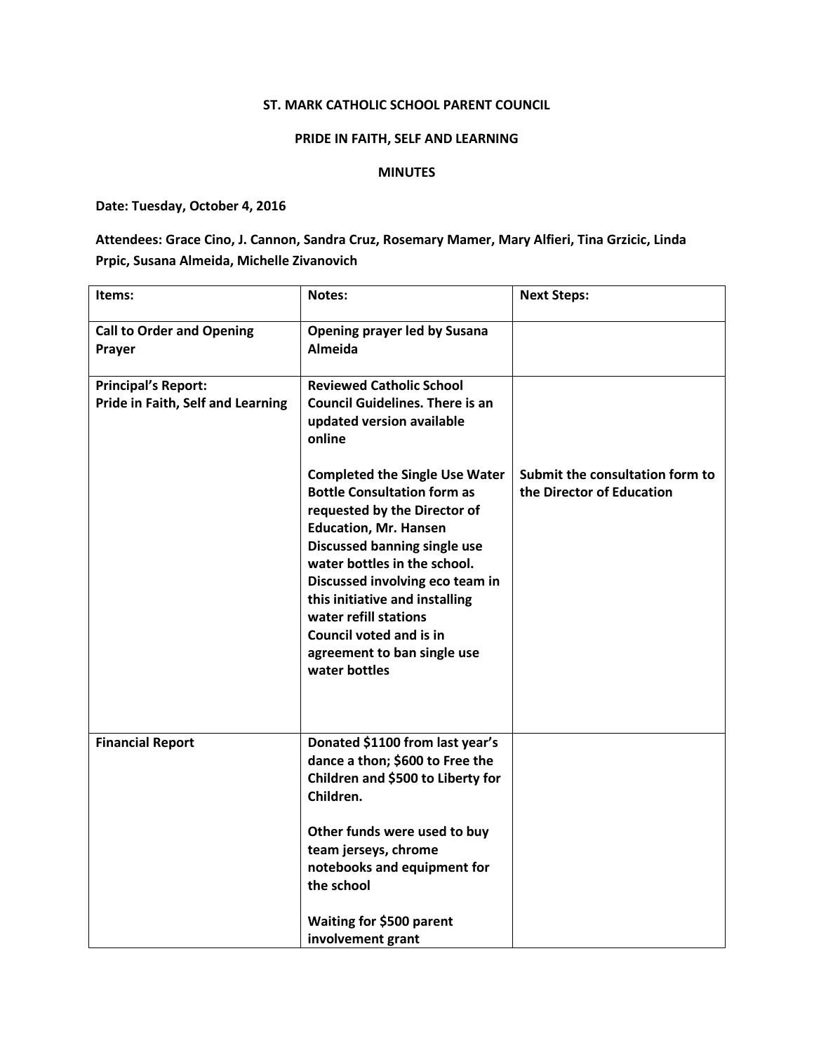**ST. MARK CATHOLIC SCHOOL PARENT COUNCIL**

**PRIDE IN FAITH, SELF AND LEARNING**

**MINUTES**

**Date: Tuesday, October 4, 2016**

**Attendees: Grace Cino, J. Cannon, Sandra Cruz, Rosemary Mamer, Mary Alfieri, Tina Grzicic, Linda Prpic, Susana Almeida, Michelle Zivanovich**

| Items: | Notes: | Next Steps: |
|---|---|---|
| Call to Order and Opening Prayer | Opening prayer led by Susana Almeida | |
| Principal's Report: Pride in Faith, Self and Learning | Reviewed Catholic School Council Guidelines. There is an updated version available online<br><br>Completed the Single Use Water Bottle Consultation form as requested by the Director of Education, Mr. Hansen<br>Discussed banning single use water bottles in the school.<br>Discussed involving eco team in this initiative and installing water refill stations<br>Council voted and is in agreement to ban single use water bottles | Submit the consultation form to the Director of Education |
| Financial Report | Donated $1100 from last year's dance a thon; $600 to Free the Children and $500 to Liberty for Children.<br><br>Other funds were used to buy team jerseys, chrome notebooks and equipment for the school<br><br>Waiting for $500 parent involvement grant | |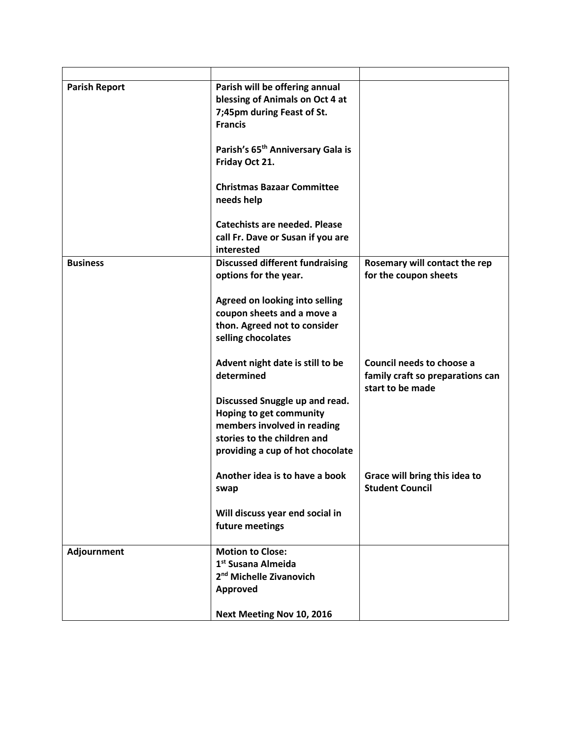| | | |
|---|---|---|
| **Parish Report** | **Parish will be offering annual blessing of Animals on Oct 4 at 7;45pm during Feast of St. Francis**<br><br>**Parish's 65th Anniversary Gala is Friday Oct 21.**<br><br>**Christmas Bazaar Committee needs help**<br><br>**Catechists are needed. Please call Fr. Dave or Susan if you are interested** | |
| **Business** | **Discussed different fundraising options for the year.**<br><br>**Agreed on looking into selling coupon sheets and a move a thon. Agreed not to consider selling chocolates** | **Rosemary will contact the rep for the coupon sheets** |
| | **Advent night date is still to be determined**<br><br>**Discussed Snuggle up and read. Hoping to get community members involved in reading stories to the children and providing a cup of hot chocolate** | **Council needs to choose a family craft so preparations can start to be made** |
| | **Another idea is to have a book swap**<br><br>**Will discuss year end social in future meetings** | **Grace will bring this idea to Student Council** |
| **Adjournment** | **Motion to Close:**<br>**1st Susana Almeida**<br>**2nd Michelle Zivanovich**<br>**Approved**<br><br>**Next Meeting Nov 10, 2016** | |